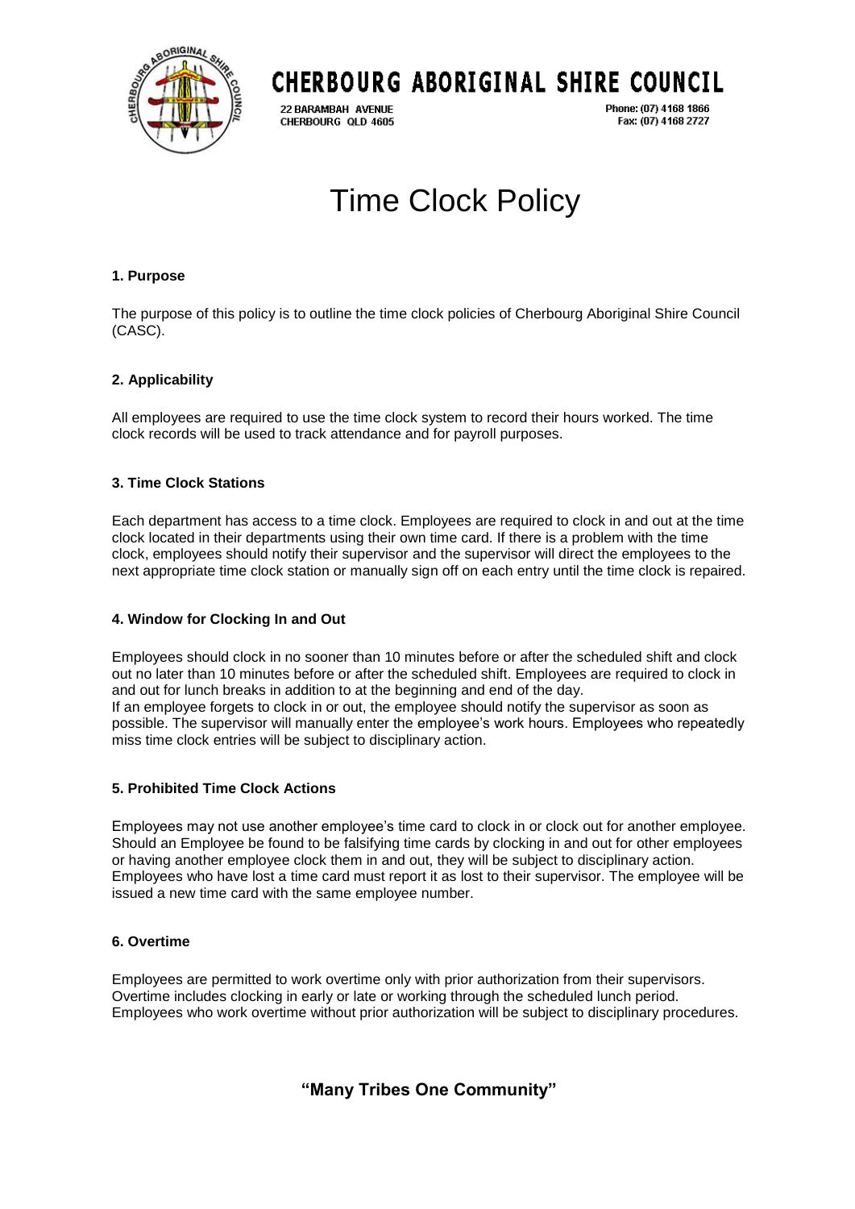CHERBOURG ABORIGINAL SHIRE COUNCIL

22 BARAMBAH AVENUE
CHERBOURG QLD 4605

Phone: (07) 4168 1866
Fax: (07) 4168 2727

# Time Clock Policy

**1. Purpose**

The purpose of this policy is to outline the time clock policies of Cherbourg Aboriginal Shire Council (CASC).

**2. Applicability**

All employees are required to use the time clock system to record their hours worked. The time clock records will be used to track attendance and for payroll purposes.

**3. Time Clock Stations**

Each department has access to a time clock. Employees are required to clock in and out at the time clock located in their departments using their own time card. If there is a problem with the time clock, employees should notify their supervisor and the supervisor will direct the employees to the next appropriate time clock station or manually sign off on each entry until the time clock is repaired.

**4. Window for Clocking In and Out**

Employees should clock in no sooner than 10 minutes before or after the scheduled shift and clock out no later than 10 minutes before or after the scheduled shift. Employees are required to clock in and out for lunch breaks in addition to at the beginning and end of the day.
If an employee forgets to clock in or out, the employee should notify the supervisor as soon as possible. The supervisor will manually enter the employee's work hours. Employees who repeatedly miss time clock entries will be subject to disciplinary action.

**5. Prohibited Time Clock Actions**

Employees may not use another employee's time card to clock in or clock out for another employee. Should an Employee be found to be falsifying time cards by clocking in and out for other employees or having another employee clock them in and out, they will be subject to disciplinary action.
Employees who have lost a time card must report it as lost to their supervisor. The employee will be issued a new time card with the same employee number.

**6. Overtime**

Employees are permitted to work overtime only with prior authorization from their supervisors. Overtime includes clocking in early or late or working through the scheduled lunch period. Employees who work overtime without prior authorization will be subject to disciplinary procedures.

**"Many Tribes One Community"**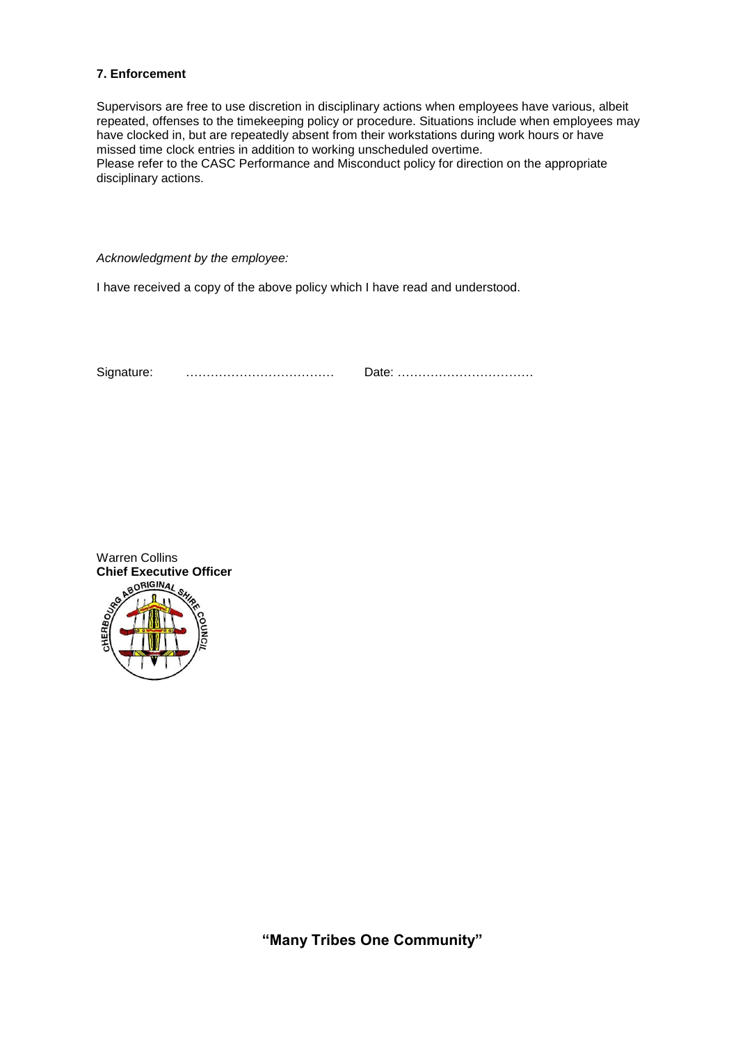### 7. Enforcement

Supervisors are free to use discretion in disciplinary actions when employees have various, albeit repeated, offenses to the timekeeping policy or procedure. Situations include when employees may have clocked in, but are repeatedly absent from their workstations during work hours or have missed time clock entries in addition to working unscheduled overtime.
Please refer to the CASC Performance and Misconduct policy for direction on the appropriate disciplinary actions.

*Acknowledgment by the employee:*

I have received a copy of the above policy which I have read and understood.

Signature: ……………………………… Date: ……………………………

Warren Collins
**Chief Executive Officer**

**"Many Tribes One Community"**